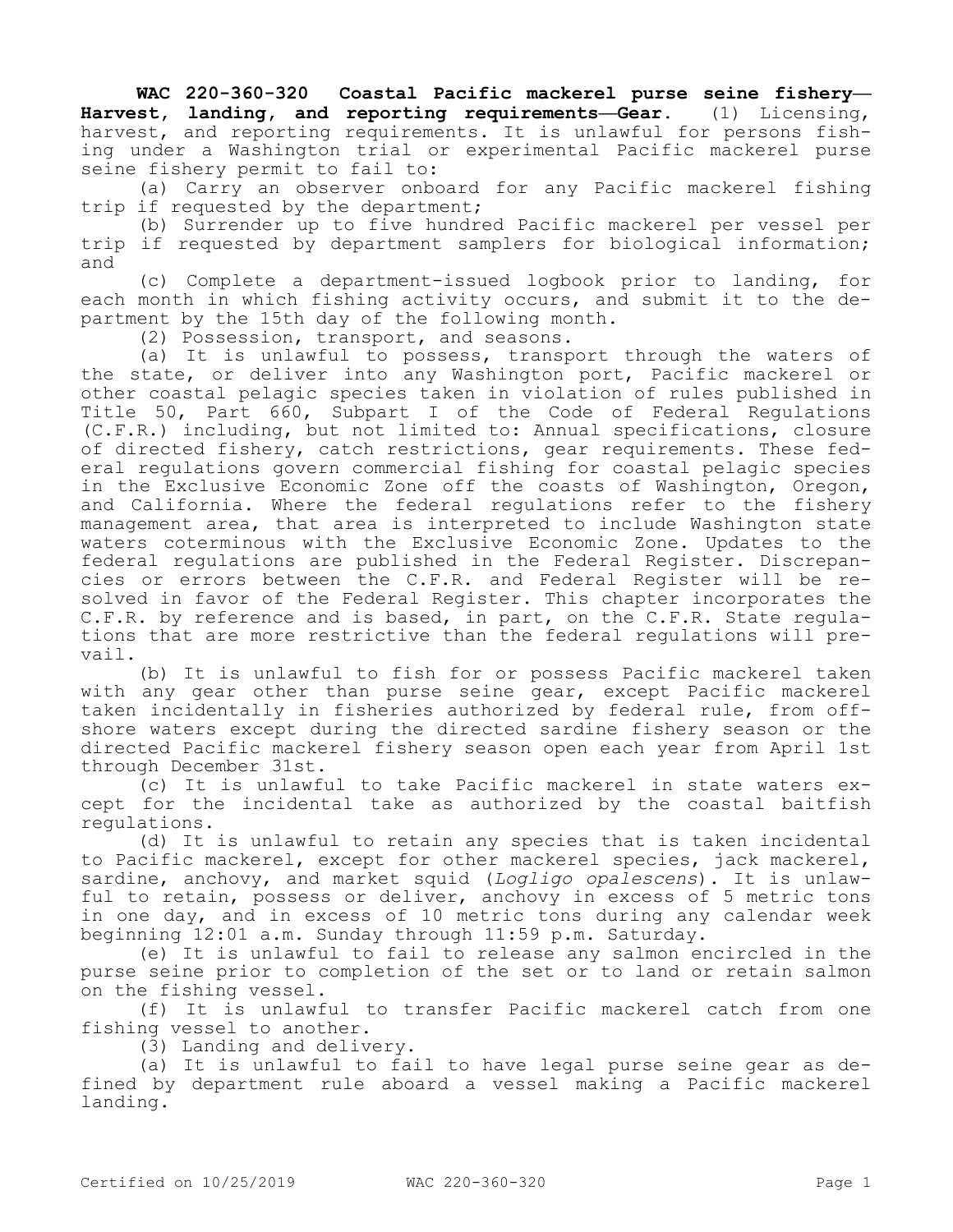**WAC 220-360-320 Coastal Pacific mackerel purse seine fishery—Harvest, landing, and reporting requirements—Gear.** (1) Licensing, harvest, and reporting requirements. It is unlawful for persons fishing under a Washington trial or experimental Pacific mackerel purse seine fishery permit to fail to:

(a) Carry an observer onboard for any Pacific mackerel fishing trip if requested by the department;

(b) Surrender up to five hundred Pacific mackerel per vessel per trip if requested by department samplers for biological information; and

(c) Complete a department-issued logbook prior to landing, for each month in which fishing activity occurs, and submit it to the department by the 15th day of the following month.

(2) Possession, transport, and seasons.

(a) It is unlawful to possess, transport through the waters of the state, or deliver into any Washington port, Pacific mackerel or other coastal pelagic species taken in violation of rules published in Title 50, Part 660, Subpart I of the Code of Federal Regulations (C.F.R.) including, but not limited to: Annual specifications, closure of directed fishery, catch restrictions, gear requirements. These federal regulations govern commercial fishing for coastal pelagic species in the Exclusive Economic Zone off the coasts of Washington, Oregon, and California. Where the federal regulations refer to the fishery management area, that area is interpreted to include Washington state waters coterminous with the Exclusive Economic Zone. Updates to the federal regulations are published in the Federal Register. Discrepancies or errors between the C.F.R. and Federal Register will be resolved in favor of the Federal Register. This chapter incorporates the C.F.R. by reference and is based, in part, on the C.F.R. State regulations that are more restrictive than the federal regulations will prevail.

(b) It is unlawful to fish for or possess Pacific mackerel taken with any gear other than purse seine gear, except Pacific mackerel taken incidentally in fisheries authorized by federal rule, from offshore waters except during the directed sardine fishery season or the directed Pacific mackerel fishery season open each year from April 1st through December 31st.

(c) It is unlawful to take Pacific mackerel in state waters except for the incidental take as authorized by the coastal baitfish regulations.

(d) It is unlawful to retain any species that is taken incidental to Pacific mackerel, except for other mackerel species, jack mackerel, sardine, anchovy, and market squid (*Logligo opalescens*). It is unlawful to retain, possess or deliver, anchovy in excess of 5 metric tons in one day, and in excess of 10 metric tons during any calendar week beginning 12:01 a.m. Sunday through 11:59 p.m. Saturday.

(e) It is unlawful to fail to release any salmon encircled in the purse seine prior to completion of the set or to land or retain salmon on the fishing vessel.

(f) It is unlawful to transfer Pacific mackerel catch from one fishing vessel to another.

(3) Landing and delivery.

(a) It is unlawful to fail to have legal purse seine gear as defined by department rule aboard a vessel making a Pacific mackerel landing.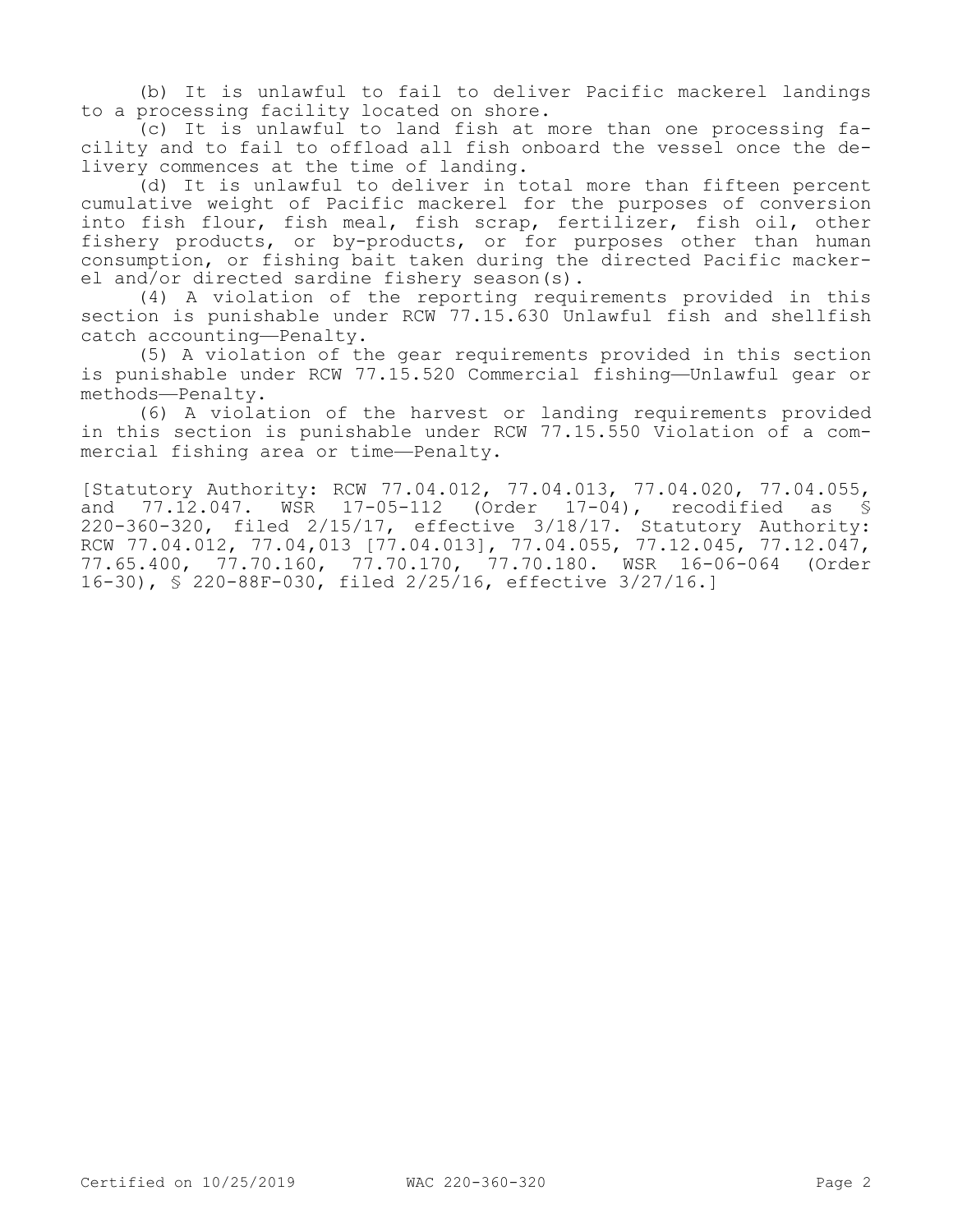(b) It is unlawful to fail to deliver Pacific mackerel landings to a processing facility located on shore.

(c) It is unlawful to land fish at more than one processing facility and to fail to offload all fish onboard the vessel once the delivery commences at the time of landing.

(d) It is unlawful to deliver in total more than fifteen percent cumulative weight of Pacific mackerel for the purposes of conversion into fish flour, fish meal, fish scrap, fertilizer, fish oil, other fishery products, or by-products, or for purposes other than human consumption, or fishing bait taken during the directed Pacific mackerel and/or directed sardine fishery season(s).

(4) A violation of the reporting requirements provided in this section is punishable under RCW 77.15.630 Unlawful fish and shellfish catch accounting—Penalty.

(5) A violation of the gear requirements provided in this section is punishable under RCW 77.15.520 Commercial fishing—Unlawful gear or methods—Penalty.

(6) A violation of the harvest or landing requirements provided in this section is punishable under RCW 77.15.550 Violation of a commercial fishing area or time—Penalty.

[Statutory Authority: RCW 77.04.012, 77.04.013, 77.04.020, 77.04.055, and 77.12.047. WSR 17-05-112 (Order 17-04), recodified as § 220-360-320, filed 2/15/17, effective 3/18/17. Statutory Authority: RCW 77.04.012, 77.04,013 [77.04.013], 77.04.055, 77.12.045, 77.12.047, 77.65.400, 77.70.160, 77.70.170, 77.70.180. WSR 16-06-064 (Order 16-30), § 220-88F-030, filed 2/25/16, effective 3/27/16.]